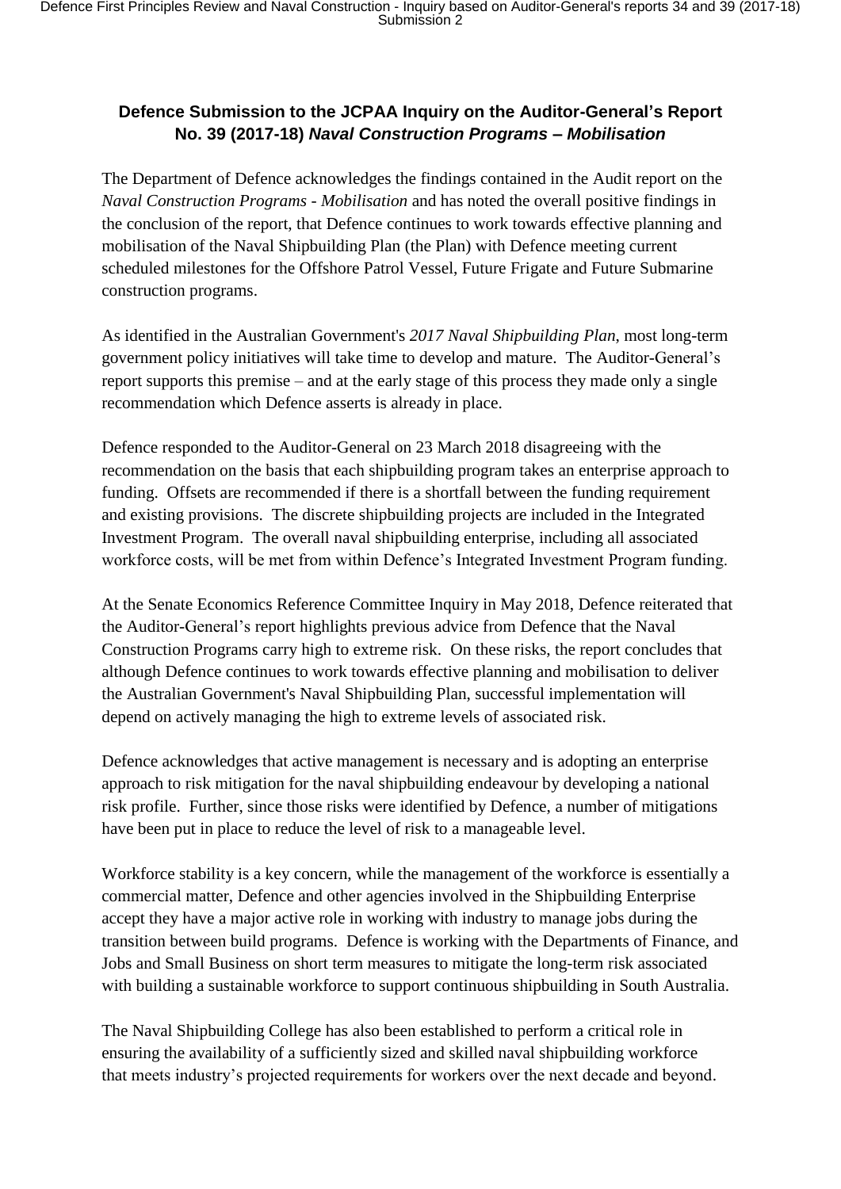# Defence Submission to the JCPAA Inquiry on the Auditor-General's Report No. 39 (2017-18) *Naval Construction Programs – Mobilisation*

The Department of Defence acknowledges the findings contained in the Audit report on the *Naval Construction Programs - Mobilisation* and has noted the overall positive findings in the conclusion of the report, that Defence continues to work towards effective planning and mobilisation of the Naval Shipbuilding Plan (the Plan) with Defence meeting current scheduled milestones for the Offshore Patrol Vessel, Future Frigate and Future Submarine construction programs.

As identified in the Australian Government's *2017 Naval Shipbuilding Plan*, most long-term government policy initiatives will take time to develop and mature. The Auditor-General's report supports this premise – and at the early stage of this process they made only a single recommendation which Defence asserts is already in place.

Defence responded to the Auditor-General on 23 March 2018 disagreeing with the recommendation on the basis that each shipbuilding program takes an enterprise approach to funding. Offsets are recommended if there is a shortfall between the funding requirement and existing provisions. The discrete shipbuilding projects are included in the Integrated Investment Program. The overall naval shipbuilding enterprise, including all associated workforce costs, will be met from within Defence's Integrated Investment Program funding.

At the Senate Economics Reference Committee Inquiry in May 2018, Defence reiterated that the Auditor-General's report highlights previous advice from Defence that the Naval Construction Programs carry high to extreme risk. On these risks, the report concludes that although Defence continues to work towards effective planning and mobilisation to deliver the Australian Government's Naval Shipbuilding Plan, successful implementation will depend on actively managing the high to extreme levels of associated risk.

Defence acknowledges that active management is necessary and is adopting an enterprise approach to risk mitigation for the naval shipbuilding endeavour by developing a national risk profile. Further, since those risks were identified by Defence, a number of mitigations have been put in place to reduce the level of risk to a manageable level.

Workforce stability is a key concern, while the management of the workforce is essentially a commercial matter, Defence and other agencies involved in the Shipbuilding Enterprise accept they have a major active role in working with industry to manage jobs during the transition between build programs. Defence is working with the Departments of Finance, and Jobs and Small Business on short term measures to mitigate the long-term risk associated with building a sustainable workforce to support continuous shipbuilding in South Australia.

The Naval Shipbuilding College has also been established to perform a critical role in ensuring the availability of a sufficiently sized and skilled naval shipbuilding workforce that meets industry's projected requirements for workers over the next decade and beyond.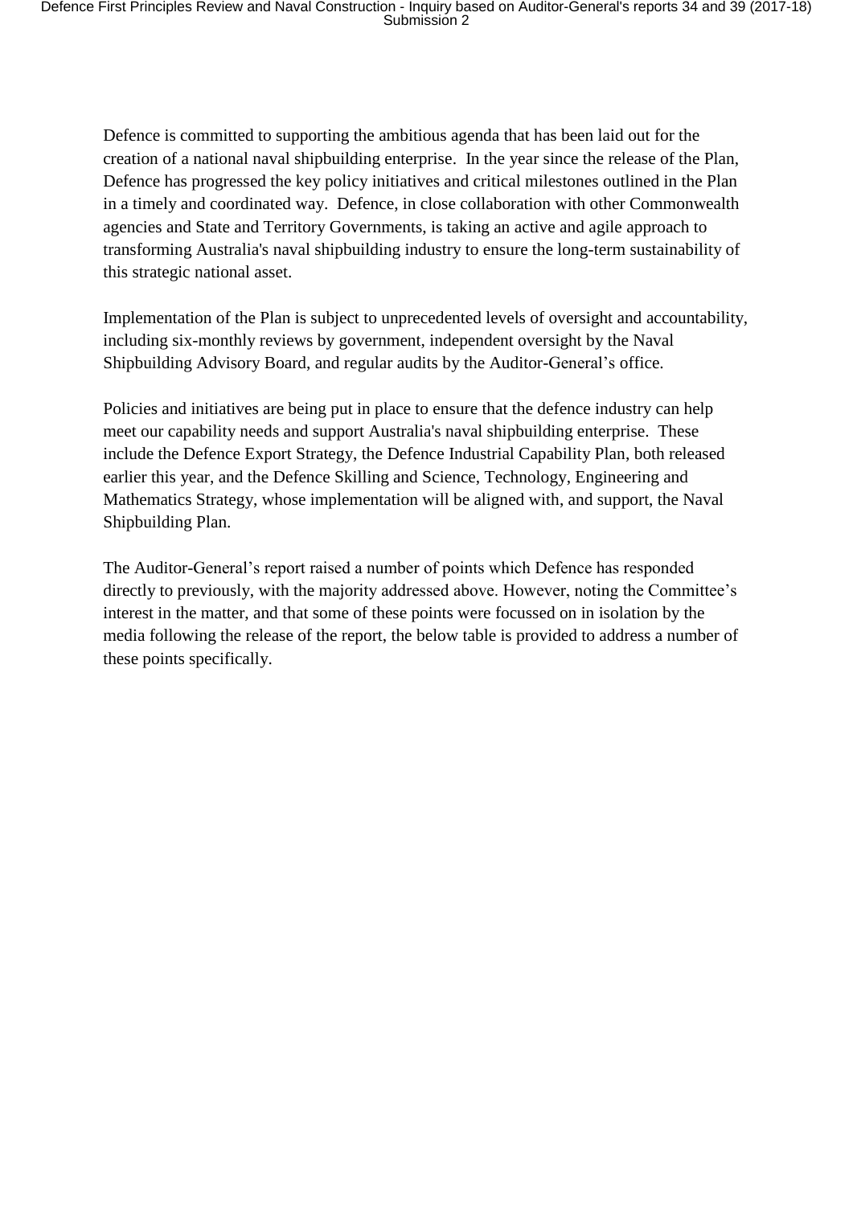Defence is committed to supporting the ambitious agenda that has been laid out for the creation of a national naval shipbuilding enterprise. In the year since the release of the Plan, Defence has progressed the key policy initiatives and critical milestones outlined in the Plan in a timely and coordinated way. Defence, in close collaboration with other Commonwealth agencies and State and Territory Governments, is taking an active and agile approach to transforming Australia's naval shipbuilding industry to ensure the long-term sustainability of this strategic national asset.

Implementation of the Plan is subject to unprecedented levels of oversight and accountability, including six-monthly reviews by government, independent oversight by the Naval Shipbuilding Advisory Board, and regular audits by the Auditor-General's office.

Policies and initiatives are being put in place to ensure that the defence industry can help meet our capability needs and support Australia's naval shipbuilding enterprise. These include the Defence Export Strategy, the Defence Industrial Capability Plan, both released earlier this year, and the Defence Skilling and Science, Technology, Engineering and Mathematics Strategy, whose implementation will be aligned with, and support, the Naval Shipbuilding Plan.

The Auditor-General's report raised a number of points which Defence has responded directly to previously, with the majority addressed above. However, noting the Committee's interest in the matter, and that some of these points were focussed on in isolation by the media following the release of the report, the below table is provided to address a number of these points specifically.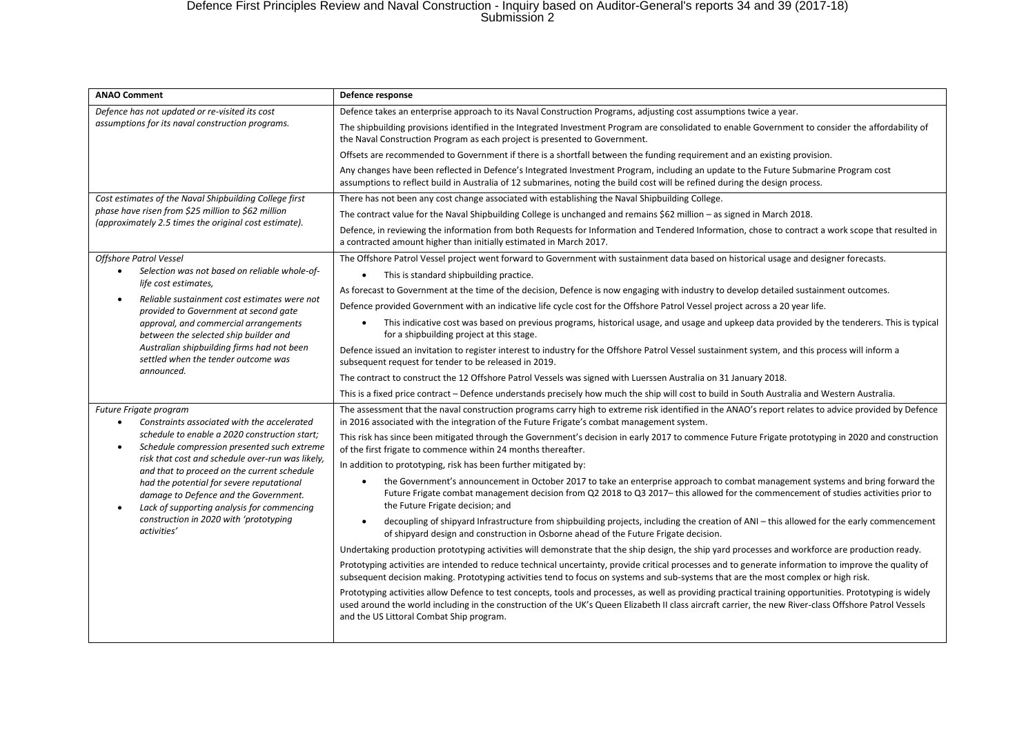| ANAO Comment | Defence response |
|---|---|
| *Defence has not updated or re-visited its cost assumptions for its naval construction programs.* | Defence takes an enterprise approach to its Naval Construction Programs, adjusting cost assumptions twice a year.<br><br>The shipbuilding provisions identified in the Integrated Investment Program are consolidated to enable Government to consider the affordability of the Naval Construction Program as each project is presented to Government.<br><br>Offsets are recommended to Government if there is a shortfall between the funding requirement and an existing provision.<br><br>Any changes have been reflected in Defence's Integrated Investment Program, including an update to the Future Submarine Program cost assumptions to reflect build in Australia of 12 submarines, noting the build cost will be refined during the design process. |
| *Cost estimates of the Naval Shipbuilding College first phase have risen from $25 million to $62 million (approximately 2.5 times the original cost estimate).* | There has not been any cost change associated with establishing the Naval Shipbuilding College.<br><br>The contract value for the Naval Shipbuilding College is unchanged and remains $62 million – as signed in March 2018.<br><br>Defence, in reviewing the information from both Requests for Information and Tendered Information, chose to contract a work scope that resulted in a contracted amount higher than initially estimated in March 2017. |
| *Offshore Patrol Vessel*<br>• *Selection was not based on reliable whole-of-life cost estimates,*<br>• *Reliable sustainment cost estimates were not provided to Government at second gate approval, and commercial arrangements between the selected ship builder and Australian shipbuilding firms had not been settled when the tender outcome was announced.* | The Offshore Patrol Vessel project went forward to Government with sustainment data based on historical usage and designer forecasts.<br>• This is standard shipbuilding practice.<br><br>As forecast to Government at the time of the decision, Defence is now engaging with industry to develop detailed sustainment outcomes.<br><br>Defence provided Government with an indicative life cycle cost for the Offshore Patrol Vessel project across a 20 year life.<br>• This indicative cost was based on previous programs, historical usage, and usage and upkeep data provided by the tenderers. This is typical for a shipbuilding project at this stage.<br><br>Defence issued an invitation to register interest to industry for the Offshore Patrol Vessel sustainment system, and this process will inform a subsequent request for tender to be released in 2019.<br><br>The contract to construct the 12 Offshore Patrol Vessels was signed with Luerssen Australia on 31 January 2018.<br><br>This is a fixed price contract – Defence understands precisely how much the ship will cost to build in South Australia and Western Australia. |
| *Future Frigate program*<br>• *Constraints associated with the accelerated schedule to enable a 2020 construction start;*<br>• *Schedule compression presented such extreme risk that cost and schedule over-run was likely, and that to proceed on the current schedule had the potential for severe reputational damage to Defence and the Government.*<br>• *Lack of supporting analysis for commencing construction in 2020 with 'prototyping activities'* | The assessment that the naval construction programs carry high to extreme risk identified in the ANAO's report relates to advice provided by Defence in 2016 associated with the integration of the Future Frigate's combat management system.<br><br>This risk has since been mitigated through the Government's decision in early 2017 to commence Future Frigate prototyping in 2020 and construction of the first frigate to commence within 24 months thereafter.<br><br>In addition to prototyping, risk has been further mitigated by:<br>• the Government's announcement in October 2017 to take an enterprise approach to combat management systems and bring forward the Future Frigate combat management decision from Q2 2018 to Q3 2017– this allowed for the commencement of studies activities prior to the Future Frigate decision; and<br>• decoupling of shipyard Infrastructure from shipbuilding projects, including the creation of ANI – this allowed for the early commencement of shipyard design and construction in Osborne ahead of the Future Frigate decision.<br><br>Undertaking production prototyping activities will demonstrate that the ship design, the ship yard processes and workforce are production ready.<br><br>Prototyping activities are intended to reduce technical uncertainty, provide critical processes and to generate information to improve the quality of subsequent decision making. Prototyping activities tend to focus on systems and sub-systems that are the most complex or high risk.<br><br>Prototyping activities allow Defence to test concepts, tools and processes, as well as providing practical training opportunities. Prototyping is widely used around the world including in the construction of the UK's Queen Elizabeth II class aircraft carrier, the new River-class Offshore Patrol Vessels and the US Littoral Combat Ship program. |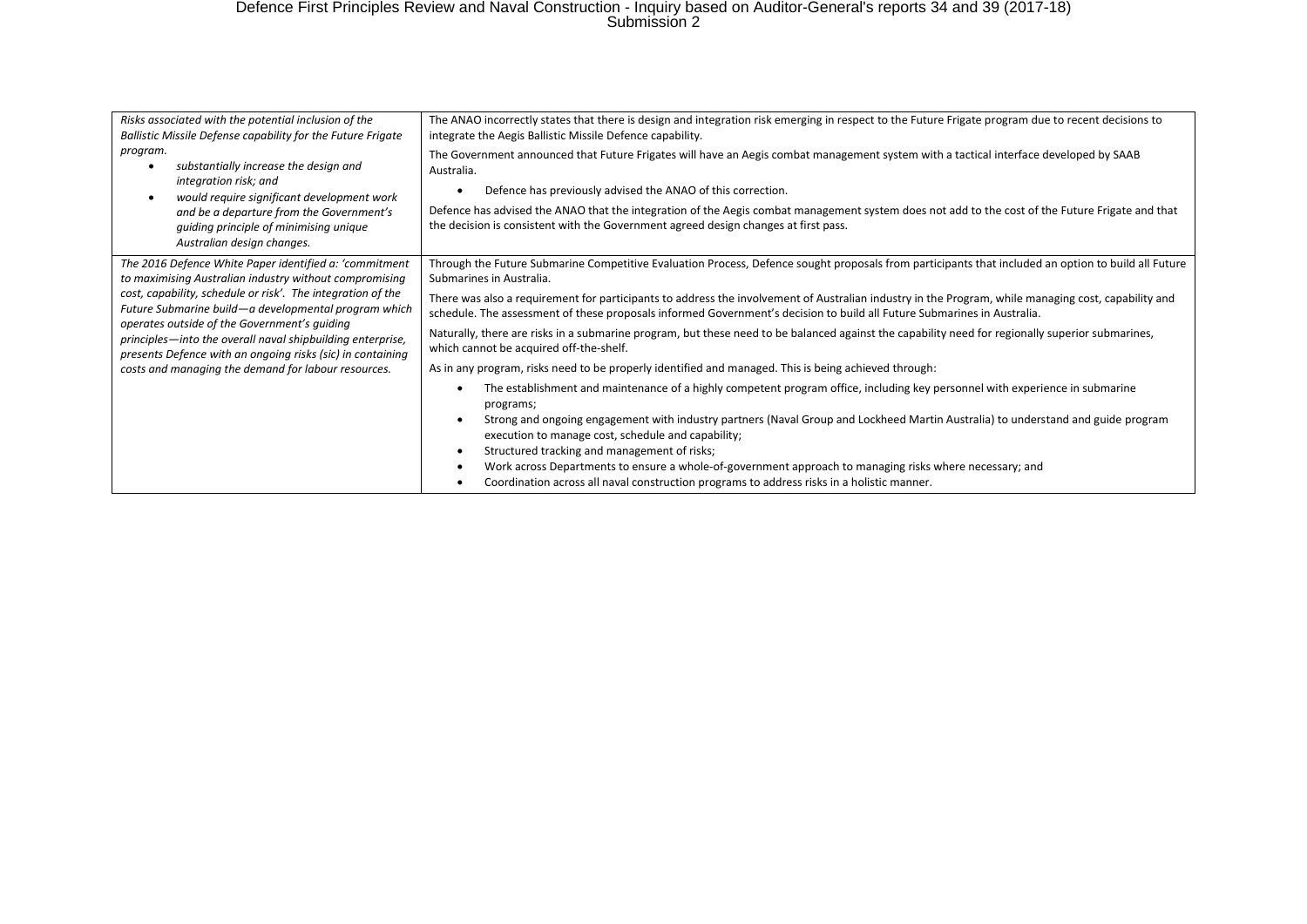| | |
|---|---|
| *Risks associated with the potential inclusion of the Ballistic Missile Defense capability for the Future Frigate program.*<br>• *substantially increase the design and integration risk; and*<br>• *would require significant development work and be a departure from the Government's guiding principle of minimising unique Australian design changes.* | The ANAO incorrectly states that there is design and integration risk emerging in respect to the Future Frigate program due to recent decisions to integrate the Aegis Ballistic Missile Defence capability.<br>The Government announced that Future Frigates will have an Aegis combat management system with a tactical interface developed by SAAB Australia.<br>• Defence has previously advised the ANAO of this correction.<br>Defence has advised the ANAO that the integration of the Aegis combat management system does not add to the cost of the Future Frigate and that the decision is consistent with the Government agreed design changes at first pass. |
| *The 2016 Defence White Paper identified a: 'commitment to maximising Australian industry without compromising cost, capability, schedule or risk'. The integration of the Future Submarine build—a developmental program which operates outside of the Government's guiding principles—into the overall naval shipbuilding enterprise, presents Defence with an ongoing risks (sic) in containing costs and managing the demand for labour resources.* | Through the Future Submarine Competitive Evaluation Process, Defence sought proposals from participants that included an option to build all Future Submarines in Australia.<br>There was also a requirement for participants to address the involvement of Australian industry in the Program, while managing cost, capability and schedule. The assessment of these proposals informed Government's decision to build all Future Submarines in Australia.<br>Naturally, there are risks in a submarine program, but these need to be balanced against the capability need for regionally superior submarines, which cannot be acquired off-the-shelf.<br>As in any program, risks need to be properly identified and managed. This is being achieved through:<br>• The establishment and maintenance of a highly competent program office, including key personnel with experience in submarine programs;<br>• Strong and ongoing engagement with industry partners (Naval Group and Lockheed Martin Australia) to understand and guide program execution to manage cost, schedule and capability;<br>• Structured tracking and management of risks;<br>• Work across Departments to ensure a whole-of-government approach to managing risks where necessary; and<br>• Coordination across all naval construction programs to address risks in a holistic manner. |